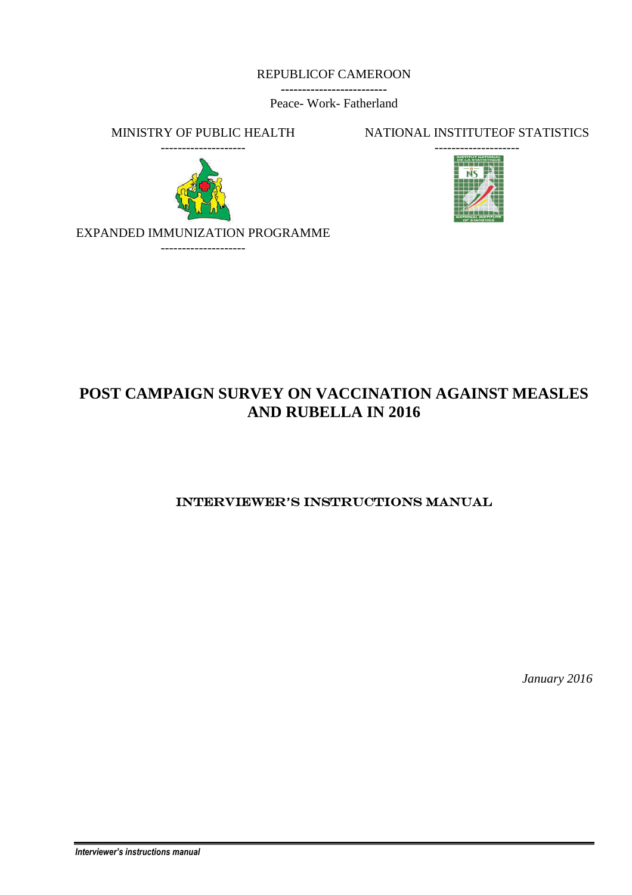REPUBLICOF CAMEROON

-------------------------

Peace- Work- Fatherland

MINISTRY OF PUBLIC HEALTH

--------------------

NATIONAL INSTITUTEOF STATISTICS

--------------------

EXPANDED IMMUNIZATION PROGRAMME

--------------------

# POST CAMPAIGN SURVEY ON VACCINATION AGAINST MEASLES AND RUBELLA IN 2016

## INTERVIEWER'S INSTRUCTIONS MANUAL

*January 2016*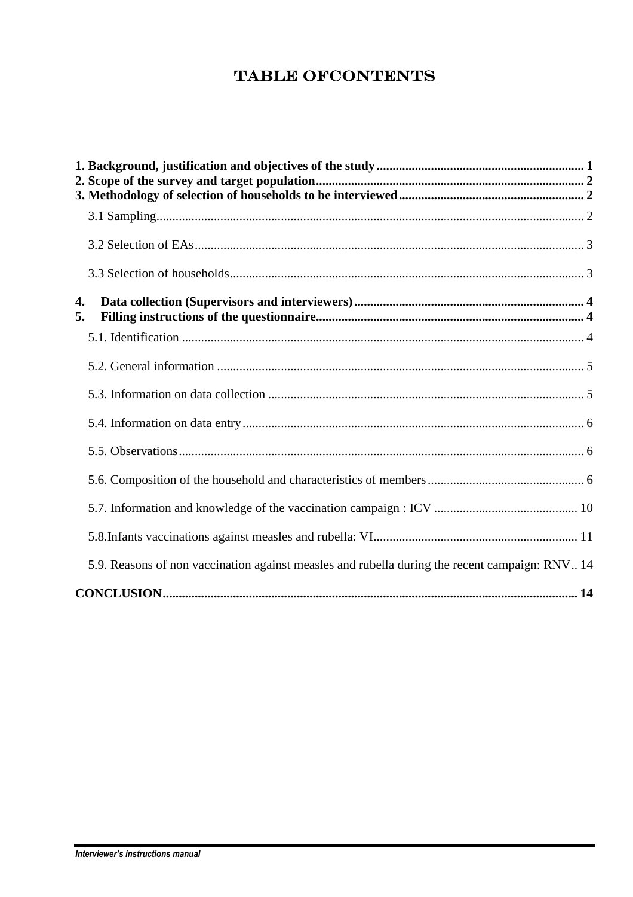# TABLE OFCONTENTS

**1. Background, justification and objectives of the study** ................................................................ **1**
**2. Scope of the survey and target population** ........................................................................... **2**
**3. Methodology of selection of households to be interviewed** ............................................... **2**

3.1 Sampling ............................................................................................................................... 2

3.2 Selection of EAs .................................................................................................................... 3

3.3 Selection of households ......................................................................................................... 3

**4. Data collection (Supervisors and interviewers)** ..................................................................... **4**
**5. Filling instructions of the questionnaire** .................................................................................. **4**

5.1. Identification ......................................................................................................................... 4

5.2. General information .............................................................................................................. 5

5.3. Information on data collection .............................................................................................. 5

5.4. Information on data entry ...................................................................................................... 6

5.5. Observations .......................................................................................................................... 6

5.6. Composition of the household and characteristics of members ............................................ 6

5.7. Information and knowledge of the vaccination campaign : ICV ........................................... 10

5.8.Infants vaccinations against measles and rubella: VI ............................................................. 11

5.9. Reasons of non vaccination against measles and rubella during the recent campaign: RNV.. 14

**CONCLUSION** ................................................................................................................................ **14**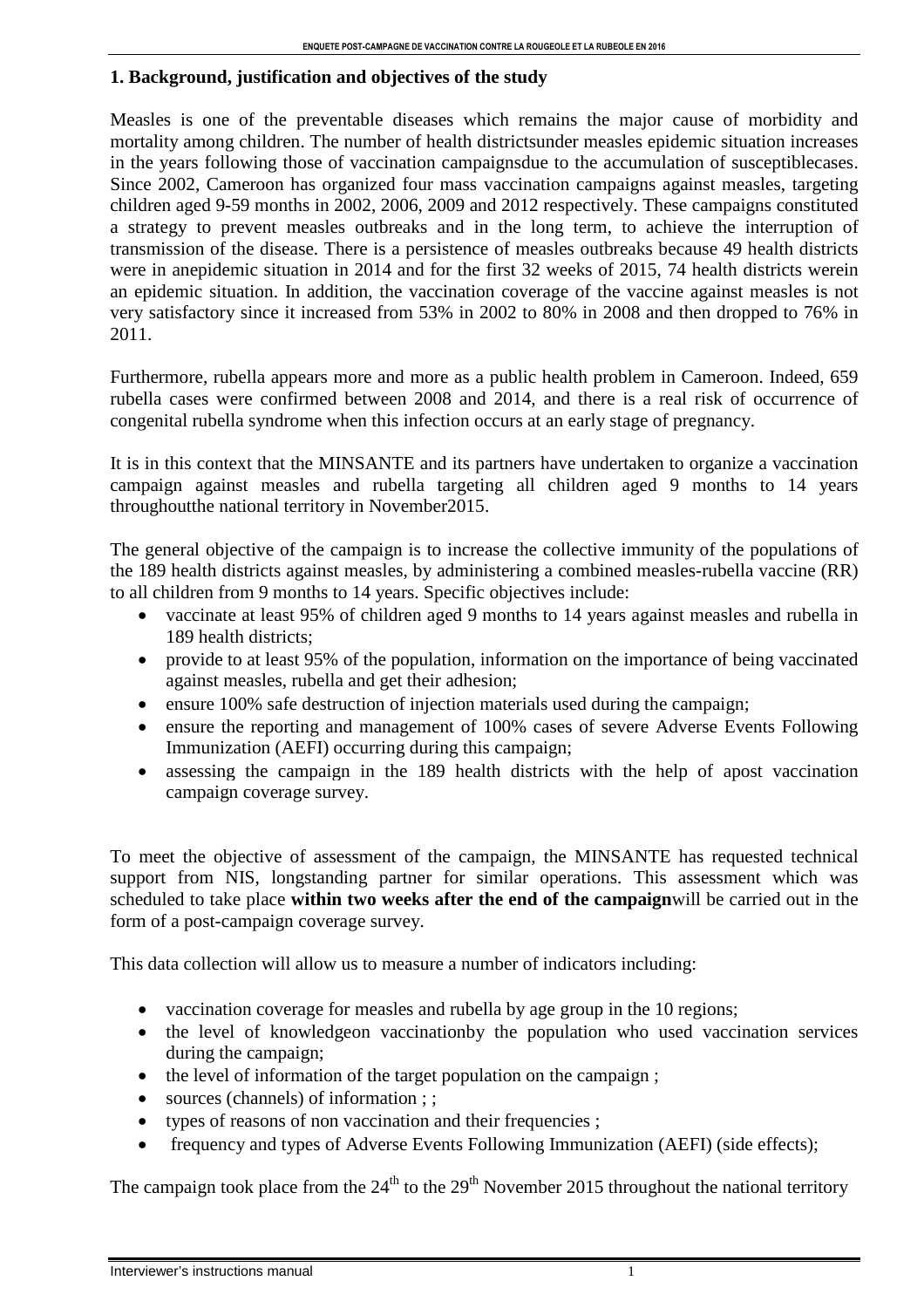## 1. Background, justification and objectives of the study

Measles is one of the preventable diseases which remains the major cause of morbidity and mortality among children. The number of health districtsunder measles epidemic situation increases in the years following those of vaccination campaignsdue to the accumulation of susceptiblecases. Since 2002, Cameroon has organized four mass vaccination campaigns against measles, targeting children aged 9-59 months in 2002, 2006, 2009 and 2012 respectively. These campaigns constituted a strategy to prevent measles outbreaks and in the long term, to achieve the interruption of transmission of the disease. There is a persistence of measles outbreaks because 49 health districts were in anepidemic situation in 2014 and for the first 32 weeks of 2015, 74 health districts werein an epidemic situation. In addition, the vaccination coverage of the vaccine against measles is not very satisfactory since it increased from 53% in 2002 to 80% in 2008 and then dropped to 76% in 2011.

Furthermore, rubella appears more and more as a public health problem in Cameroon. Indeed, 659 rubella cases were confirmed between 2008 and 2014, and there is a real risk of occurrence of congenital rubella syndrome when this infection occurs at an early stage of pregnancy.

It is in this context that the MINSANTE and its partners have undertaken to organize a vaccination campaign against measles and rubella targeting all children aged 9 months to 14 years throughoutthe national territory in November2015.

The general objective of the campaign is to increase the collective immunity of the populations of the 189 health districts against measles, by administering a combined measles-rubella vaccine (RR) to all children from 9 months to 14 years. Specific objectives include:

- vaccinate at least 95% of children aged 9 months to 14 years against measles and rubella in 189 health districts;
- provide to at least 95% of the population, information on the importance of being vaccinated against measles, rubella and get their adhesion;
- ensure 100% safe destruction of injection materials used during the campaign;
- ensure the reporting and management of 100% cases of severe Adverse Events Following Immunization (AEFI) occurring during this campaign;
- assessing the campaign in the 189 health districts with the help of apost vaccination campaign coverage survey.

To meet the objective of assessment of the campaign, the MINSANTE has requested technical support from NIS, longstanding partner for similar operations. This assessment which was scheduled to take place **within two weeks after the end of the campaign**will be carried out in the form of a post-campaign coverage survey.

This data collection will allow us to measure a number of indicators including:

- vaccination coverage for measles and rubella by age group in the 10 regions;
- the level of knowledgeon vaccinationby the population who used vaccination services during the campaign;
- the level of information of the target population on the campaign ;
- sources (channels) of information ; ;
- types of reasons of non vaccination and their frequencies ;
- frequency and types of Adverse Events Following Immunization (AEFI) (side effects);

The campaign took place from the 24th to the 29th November 2015 throughout the national territory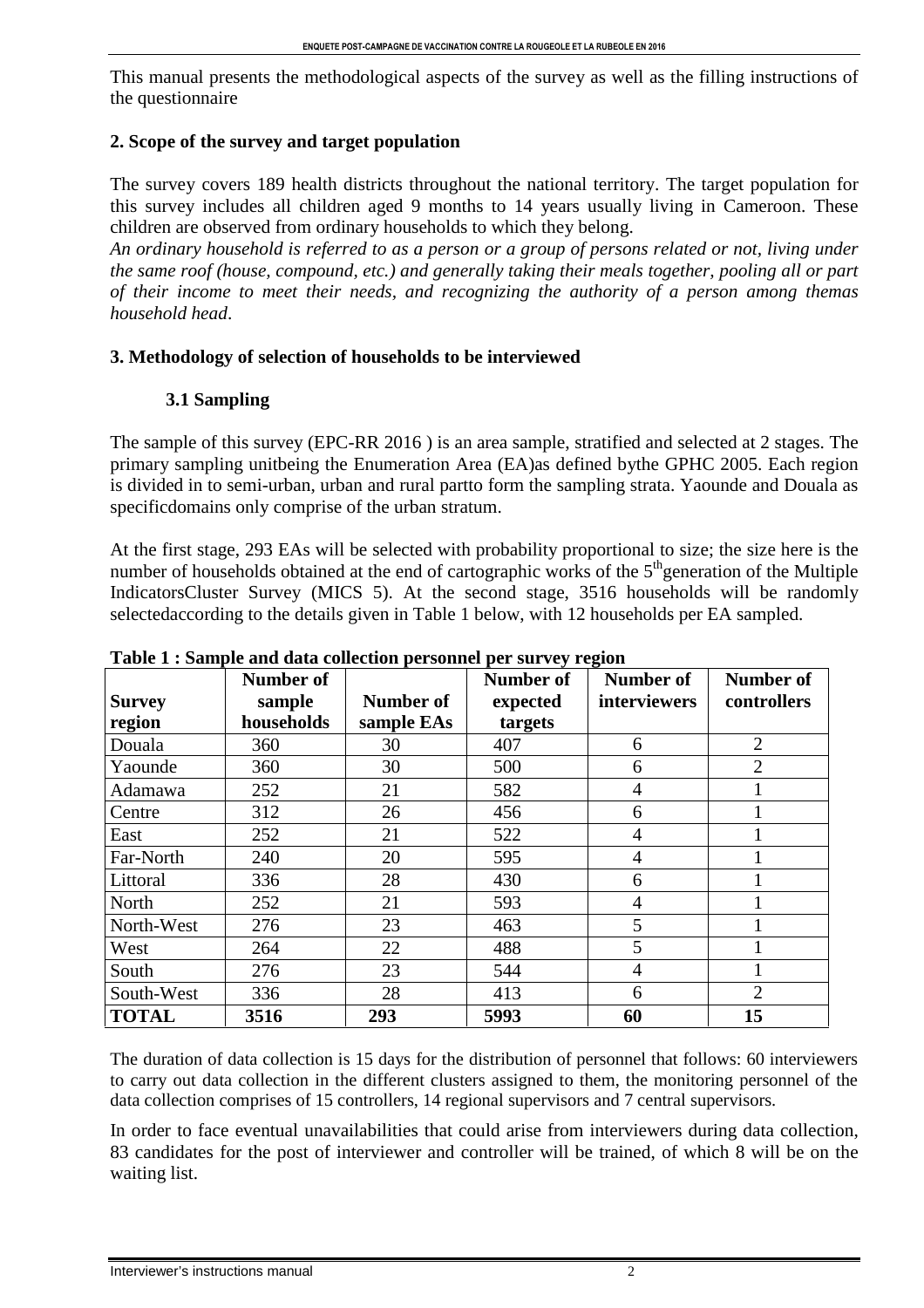This manual presents the methodological aspects of the survey as well as the filling instructions of the questionnaire

## 2. Scope of the survey and target population

The survey covers 189 health districts throughout the national territory. The target population for this survey includes all children aged 9 months to 14 years usually living in Cameroon. These children are observed from ordinary households to which they belong.

*An ordinary household is referred to as a person or a group of persons related or not, living under the same roof (house, compound, etc.) and generally taking their meals together, pooling all or part of their income to meet their needs, and recognizing the authority of a person among themas household head*.

## 3. Methodology of selection of households to be interviewed

### 3.1 Sampling

The sample of this survey (EPC-RR 2016 ) is an area sample, stratified and selected at 2 stages. The primary sampling unitbeing the Enumeration Area (EA)as defined bythe GPHC 2005. Each region is divided in to semi-urban, urban and rural partto form the sampling strata. Yaounde and Douala as specificdomains only comprise of the urban stratum.

At the first stage, 293 EAs will be selected with probability proportional to size; the size here is the number of households obtained at the end of cartographic works of the 5$^{th}$generation of the Multiple IndicatorsCluster Survey (MICS 5). At the second stage, 3516 households will be randomly selectedaccording to the details given in Table 1 below, with 12 households per EA sampled.

**Table 1 : Sample and data collection personnel per survey region**

| Survey region | Number of sample households | Number of sample EAs | Number of expected targets | Number of interviewers | Number of controllers |
|---|---|---|---|---|---|
| Douala | 360 | 30 | 407 | 6 | 2 |
| Yaounde | 360 | 30 | 500 | 6 | 2 |
| Adamawa | 252 | 21 | 582 | 4 | 1 |
| Centre | 312 | 26 | 456 | 6 | 1 |
| East | 252 | 21 | 522 | 4 | 1 |
| Far-North | 240 | 20 | 595 | 4 | 1 |
| Littoral | 336 | 28 | 430 | 6 | 1 |
| North | 252 | 21 | 593 | 4 | 1 |
| North-West | 276 | 23 | 463 | 5 | 1 |
| West | 264 | 22 | 488 | 5 | 1 |
| South | 276 | 23 | 544 | 4 | 1 |
| South-West | 336 | 28 | 413 | 6 | 2 |
| **TOTAL** | **3516** | **293** | **5993** | **60** | **15** |

The duration of data collection is 15 days for the distribution of personnel that follows: 60 interviewers to carry out data collection in the different clusters assigned to them, the monitoring personnel of the data collection comprises of 15 controllers, 14 regional supervisors and 7 central supervisors.

In order to face eventual unavailabilities that could arise from interviewers during data collection, 83 candidates for the post of interviewer and controller will be trained, of which 8 will be on the waiting list.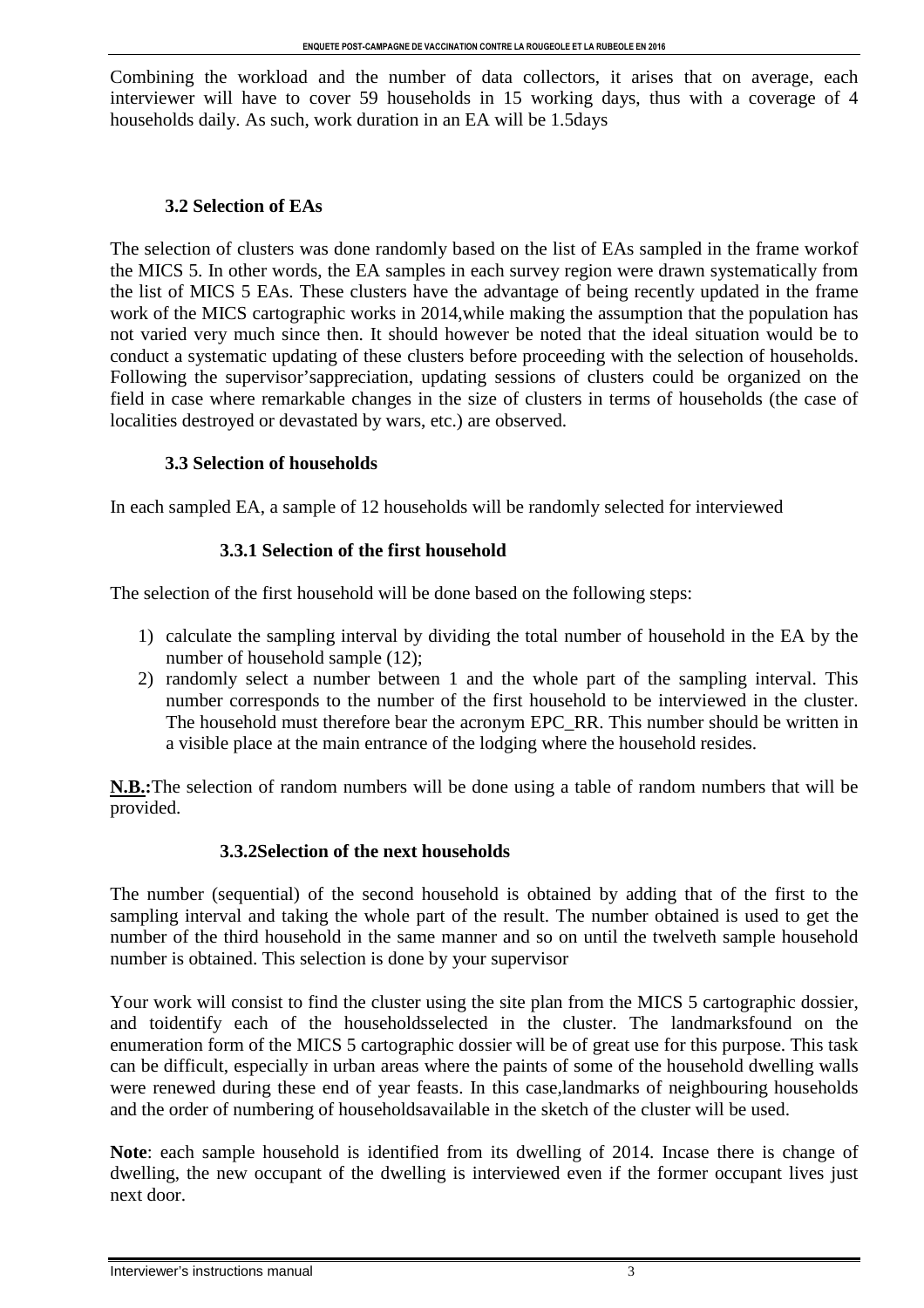Combining the workload and the number of data collectors, it arises that on average, each interviewer will have to cover 59 households in 15 working days, thus with a coverage of 4 households daily. As such, work duration in an EA will be 1.5days

### 3.2 Selection of EAs

The selection of clusters was done randomly based on the list of EAs sampled in the frame workof the MICS 5. In other words, the EA samples in each survey region were drawn systematically from the list of MICS 5 EAs. These clusters have the advantage of being recently updated in the frame work of the MICS cartographic works in 2014,while making the assumption that the population has not varied very much since then. It should however be noted that the ideal situation would be to conduct a systematic updating of these clusters before proceeding with the selection of households. Following the supervisor'sappreciation, updating sessions of clusters could be organized on the field in case where remarkable changes in the size of clusters in terms of households (the case of localities destroyed or devastated by wars, etc.) are observed.

### 3.3 Selection of households

In each sampled EA, a sample of 12 households will be randomly selected for interviewed

#### 3.3.1 Selection of the first household

The selection of the first household will be done based on the following steps:

1) calculate the sampling interval by dividing the total number of household in the EA by the number of household sample (12);
2) randomly select a number between 1 and the whole part of the sampling interval. This number corresponds to the number of the first household to be interviewed in the cluster. The household must therefore bear the acronym EPC_RR. This number should be written in a visible place at the main entrance of the lodging where the household resides.

**N.B.:**The selection of random numbers will be done using a table of random numbers that will be provided.

#### 3.3.2Selection of the next households

The number (sequential) of the second household is obtained by adding that of the first to the sampling interval and taking the whole part of the result. The number obtained is used to get the number of the third household in the same manner and so on until the twelveth sample household number is obtained. This selection is done by your supervisor

Your work will consist to find the cluster using the site plan from the MICS 5 cartographic dossier, and toidentify each of the householdsselected in the cluster. The landmarksfound on the enumeration form of the MICS 5 cartographic dossier will be of great use for this purpose. This task can be difficult, especially in urban areas where the paints of some of the household dwelling walls were renewed during these end of year feasts. In this case,landmarks of neighbouring households and the order of numbering of householdsavailable in the sketch of the cluster will be used.

**Note**: each sample household is identified from its dwelling of 2014. Incase there is change of dwelling, the new occupant of the dwelling is interviewed even if the former occupant lives just next door.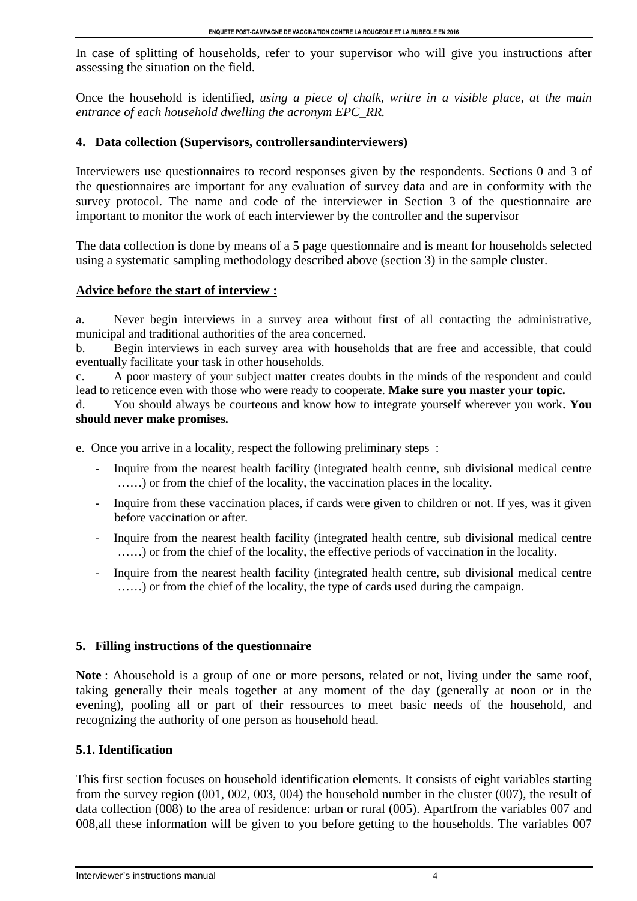In case of splitting of households, refer to your supervisor who will give you instructions after assessing the situation on the field.

Once the household is identified, *using a piece of chalk, writre in a visible place, at the main entrance of each household dwelling the acronym EPC_RR.*

## 4. Data collection (Supervisors, controllersandinterviewers)

Interviewers use questionnaires to record responses given by the respondents. Sections 0 and 3 of the questionnaires are important for any evaluation of survey data and are in conformity with the survey protocol. The name and code of the interviewer in Section 3 of the questionnaire are important to monitor the work of each interviewer by the controller and the supervisor

The data collection is done by means of a 5 page questionnaire and is meant for households selected using a systematic sampling methodology described above (section 3) in the sample cluster.

**Advice before the start of interview :**

a. Never begin interviews in a survey area without first of all contacting the administrative, municipal and traditional authorities of the area concerned.
b. Begin interviews in each survey area with households that are free and accessible, that could eventually facilitate your task in other households.
c. A poor mastery of your subject matter creates doubts in the minds of the respondent and could lead to reticence even with those who were ready to cooperate. **Make sure you master your topic.**
d. You should always be courteous and know how to integrate yourself wherever you work**. You should never make promises.**

e. Once you arrive in a locality, respect the following preliminary steps :

- Inquire from the nearest health facility (integrated health centre, sub divisional medical centre ……) or from the chief of the locality, the vaccination places in the locality.
- Inquire from these vaccination places, if cards were given to children or not. If yes, was it given before vaccination or after.
- Inquire from the nearest health facility (integrated health centre, sub divisional medical centre ……) or from the chief of the locality, the effective periods of vaccination in the locality.
- Inquire from the nearest health facility (integrated health centre, sub divisional medical centre ……) or from the chief of the locality, the type of cards used during the campaign.

## 5. Filling instructions of the questionnaire

**Note** : Ahousehold is a group of one or more persons, related or not, living under the same roof, taking generally their meals together at any moment of the day (generally at noon or in the evening), pooling all or part of their ressources to meet basic needs of the household, and recognizing the authority of one person as household head.

### 5.1. Identification

This first section focuses on household identification elements. It consists of eight variables starting from the survey region (001, 002, 003, 004) the household number in the cluster (007), the result of data collection (008) to the area of residence: urban or rural (005). Apartfrom the variables 007 and 008,all these information will be given to you before getting to the households. The variables 007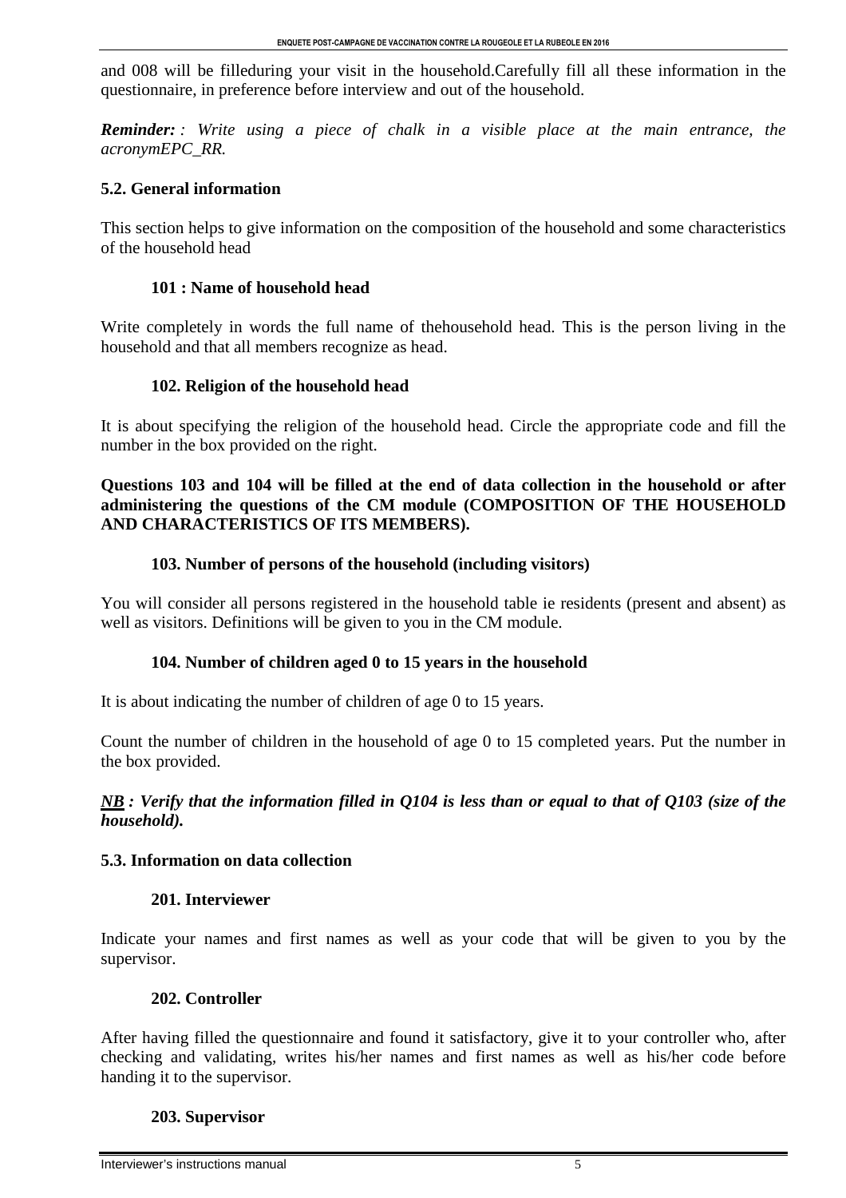and 008 will be filleduring your visit in the household.Carefully fill all these information in the questionnaire, in preference before interview and out of the household.

***Reminder:*** *: Write using a piece of chalk in a visible place at the main entrance, the acronymEPC_RR.*

### 5.2. General information

This section helps to give information on the composition of the household and some characteristics of the household head

#### 101 : Name of household head

Write completely in words the full name of thehousehold head. This is the person living in the household and that all members recognize as head.

#### 102. Religion of the household head

It is about specifying the religion of the household head. Circle the appropriate code and fill the number in the box provided on the right.

**Questions 103 and 104 will be filled at the end of data collection in the household or after administering the questions of the CM module (COMPOSITION OF THE HOUSEHOLD AND CHARACTERISTICS OF ITS MEMBERS).**

#### 103. Number of persons of the household (including visitors)

You will consider all persons registered in the household table ie residents (present and absent) as well as visitors. Definitions will be given to you in the CM module.

#### 104. Number of children aged 0 to 15 years in the household

It is about indicating the number of children of age 0 to 15 years.

Count the number of children in the household of age 0 to 15 completed years. Put the number in the box provided.

***NB : Verify that the information filled in Q104 is less than or equal to that of Q103 (size of the household).***

### 5.3. Information on data collection

#### 201. Interviewer

Indicate your names and first names as well as your code that will be given to you by the supervisor.

#### 202. Controller

After having filled the questionnaire and found it satisfactory, give it to your controller who, after checking and validating, writes his/her names and first names as well as his/her code before handing it to the supervisor.

#### 203. Supervisor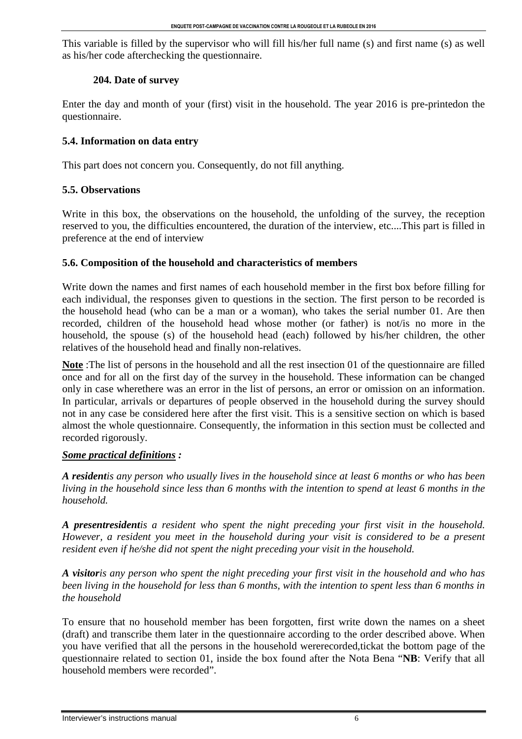This variable is filled by the supervisor who will fill his/her full name (s) and first name (s) as well as his/her code afterchecking the questionnaire.

### 204. Date of survey

Enter the day and month of your (first) visit in the household. The year 2016 is pre-printedon the questionnaire.

### 5.4. Information on data entry

This part does not concern you. Consequently, do not fill anything.

### 5.5. Observations

Write in this box, the observations on the household, the unfolding of the survey, the reception reserved to you, the difficulties encountered, the duration of the interview, etc....This part is filled in preference at the end of interview

### 5.6. Composition of the household and characteristics of members

Write down the names and first names of each household member in the first box before filling for each individual, the responses given to questions in the section. The first person to be recorded is the household head (who can be a man or a woman), who takes the serial number 01. Are then recorded, children of the household head whose mother (or father) is not/is no more in the household, the spouse (s) of the household head (each) followed by his/her children, the other relatives of the household head and finally non-relatives.

**Note** :The list of persons in the household and all the rest insection 01 of the questionnaire are filled once and for all on the first day of the survey in the household. These information can be changed only in case wherethere was an error in the list of persons, an error or omission on an information. In particular, arrivals or departures of people observed in the household during the survey should not in any case be considered here after the first visit. This is a sensitive section on which is based almost the whole questionnaire. Consequently, the information in this section must be collected and recorded rigorously.

***Some practical definitions :***

***A resident****is any person who usually lives in the household since at least 6 months or who has been living in the household since less than 6 months with the intention to spend at least 6 months in the household.*

***A presentresident****is a resident who spent the night preceding your first visit in the household. However, a resident you meet in the household during your visit is considered to be a present resident even if he/she did not spent the night preceding your visit in the household.*

***A visitor****is any person who spent the night preceding your first visit in the household and who has been living in the household for less than 6 months, with the intention to spent less than 6 months in the household*

To ensure that no household member has been forgotten, first write down the names on a sheet (draft) and transcribe them later in the questionnaire according to the order described above. When you have verified that all the persons in the household wererecorded,tickat the bottom page of the questionnaire related to section 01, inside the box found after the Nota Bena "**NB**: Verify that all household members were recorded".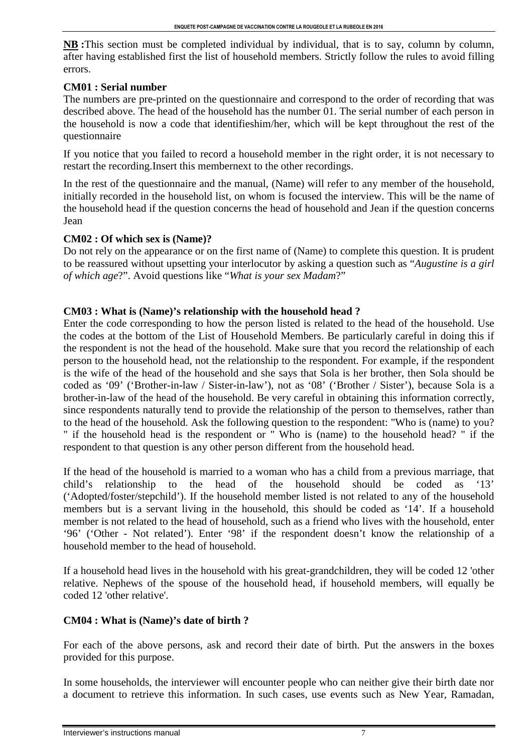**NB :**This section must be completed individual by individual, that is to say, column by column, after having established first the list of household members. Strictly follow the rules to avoid filling errors.

**CM01 : Serial number**

The numbers are pre-printed on the questionnaire and correspond to the order of recording that was described above. The head of the household has the number 01. The serial number of each person in the household is now a code that identifieshim/her, which will be kept throughout the rest of the questionnaire

If you notice that you failed to record a household member in the right order, it is not necessary to restart the recording.Insert this membernext to the other recordings.

In the rest of the questionnaire and the manual, (Name) will refer to any member of the household, initially recorded in the household list, on whom is focused the interview. This will be the name of the household head if the question concerns the head of household and Jean if the question concerns Jean

**CM02 : Of which sex is (Name)?**

Do not rely on the appearance or on the first name of (Name) to complete this question. It is prudent to be reassured without upsetting your interlocutor by asking a question such as "*Augustine is a girl of which age*?". Avoid questions like "*What is your sex Madam*?"

**CM03 : What is (Name)'s relationship with the household head ?**

Enter the code corresponding to how the person listed is related to the head of the household. Use the codes at the bottom of the List of Household Members. Be particularly careful in doing this if the respondent is not the head of the household. Make sure that you record the relationship of each person to the household head, not the relationship to the respondent. For example, if the respondent is the wife of the head of the household and she says that Sola is her brother, then Sola should be coded as '09' ('Brother-in-law / Sister-in-law'), not as '08' ('Brother / Sister'), because Sola is a brother-in-law of the head of the household. Be very careful in obtaining this information correctly, since respondents naturally tend to provide the relationship of the person to themselves, rather than to the head of the household. Ask the following question to the respondent: "Who is (name) to you? " if the household head is the respondent or " Who is (name) to the household head? " if the respondent to that question is any other person different from the household head.

If the head of the household is married to a woman who has a child from a previous marriage, that child's relationship to the head of the household should be coded as '13' ('Adopted/foster/stepchild'). If the household member listed is not related to any of the household members but is a servant living in the household, this should be coded as '14'. If a household member is not related to the head of household, such as a friend who lives with the household, enter '96' ('Other - Not related'). Enter '98' if the respondent doesn't know the relationship of a household member to the head of household.

If a household head lives in the household with his great-grandchildren, they will be coded 12 'other relative. Nephews of the spouse of the household head, if household members, will equally be coded 12 'other relative'.

**CM04 : What is (Name)'s date of birth ?**

For each of the above persons, ask and record their date of birth. Put the answers in the boxes provided for this purpose.

In some households, the interviewer will encounter people who can neither give their birth date nor a document to retrieve this information. In such cases, use events such as New Year, Ramadan,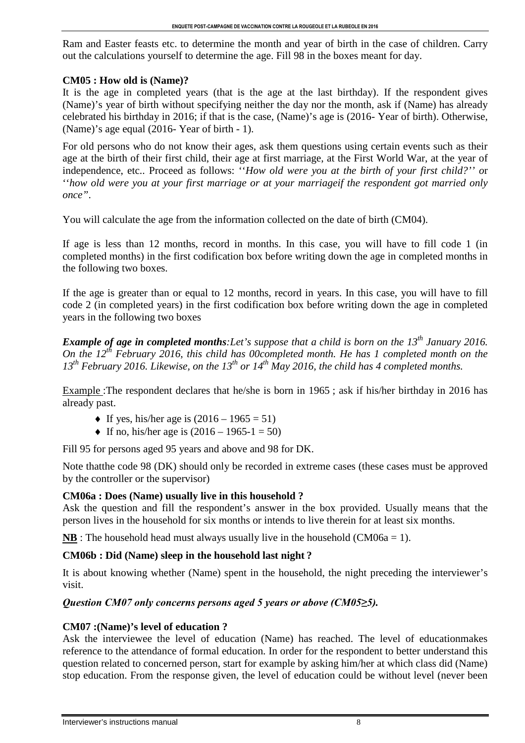Ram and Easter feasts etc. to determine the month and year of birth in the case of children. Carry out the calculations yourself to determine the age. Fill 98 in the boxes meant for day.

**CM05 : How old is (Name)?**

It is the age in completed years (that is the age at the last birthday). If the respondent gives (Name)'s year of birth without specifying neither the day nor the month, ask if (Name) has already celebrated his birthday in 2016; if that is the case, (Name)'s age is (2016- Year of birth). Otherwise, (Name)'s age equal (2016- Year of birth - 1).

For old persons who do not know their ages, ask them questions using certain events such as their age at the birth of their first child, their age at first marriage, at the First World War, at the year of independence, etc.. Proceed as follows: *''How old were you at the birth of your first child?''* or *''how old were you at your first marriage or at your marriageif the respondent got married only once"*.

You will calculate the age from the information collected on the date of birth (CM04).

If age is less than 12 months, record in months. In this case, you will have to fill code 1 (in completed months) in the first codification box before writing down the age in completed months in the following two boxes.

If the age is greater than or equal to 12 months, record in years. In this case, you will have to fill code 2 (in completed years) in the first codification box before writing down the age in completed years in the following two boxes

***Example of age in completed months****:Let's suppose that a child is born on the 13th January 2016. On the 12th February 2016, this child has 00completed month. He has 1 completed month on the 13th February 2016. Likewise, on the 13th or 14th May 2016, the child has 4 completed months.*

Example :The respondent declares that he/she is born in 1965 ; ask if his/her birthday in 2016 has already past.

- If yes, his/her age is (2016 – 1965 = 51)
- If no, his/her age is (2016 – 1965-1 = 50)

Fill 95 for persons aged 95 years and above and 98 for DK.

Note thatthe code 98 (DK) should only be recorded in extreme cases (these cases must be approved by the controller or the supervisor)

**CM06a : Does (Name) usually live in this household ?**

Ask the question and fill the respondent's answer in the box provided. Usually means that the person lives in the household for six months or intends to live therein for at least six months.

**NB** : The household head must always usually live in the household (CM06a = 1).

**CM06b : Did (Name) sleep in the household last night ?**

It is about knowing whether (Name) spent in the household, the night preceding the interviewer's visit.

***Question CM07 only concerns persons aged 5 years or above (CM05≥5).***

**CM07 :(Name)'s level of education ?**

Ask the interviewee the level of education (Name) has reached. The level of educationmakes reference to the attendance of formal education. In order for the respondent to better understand this question related to concerned person, start for example by asking him/her at which class did (Name) stop education. From the response given, the level of education could be without level (never been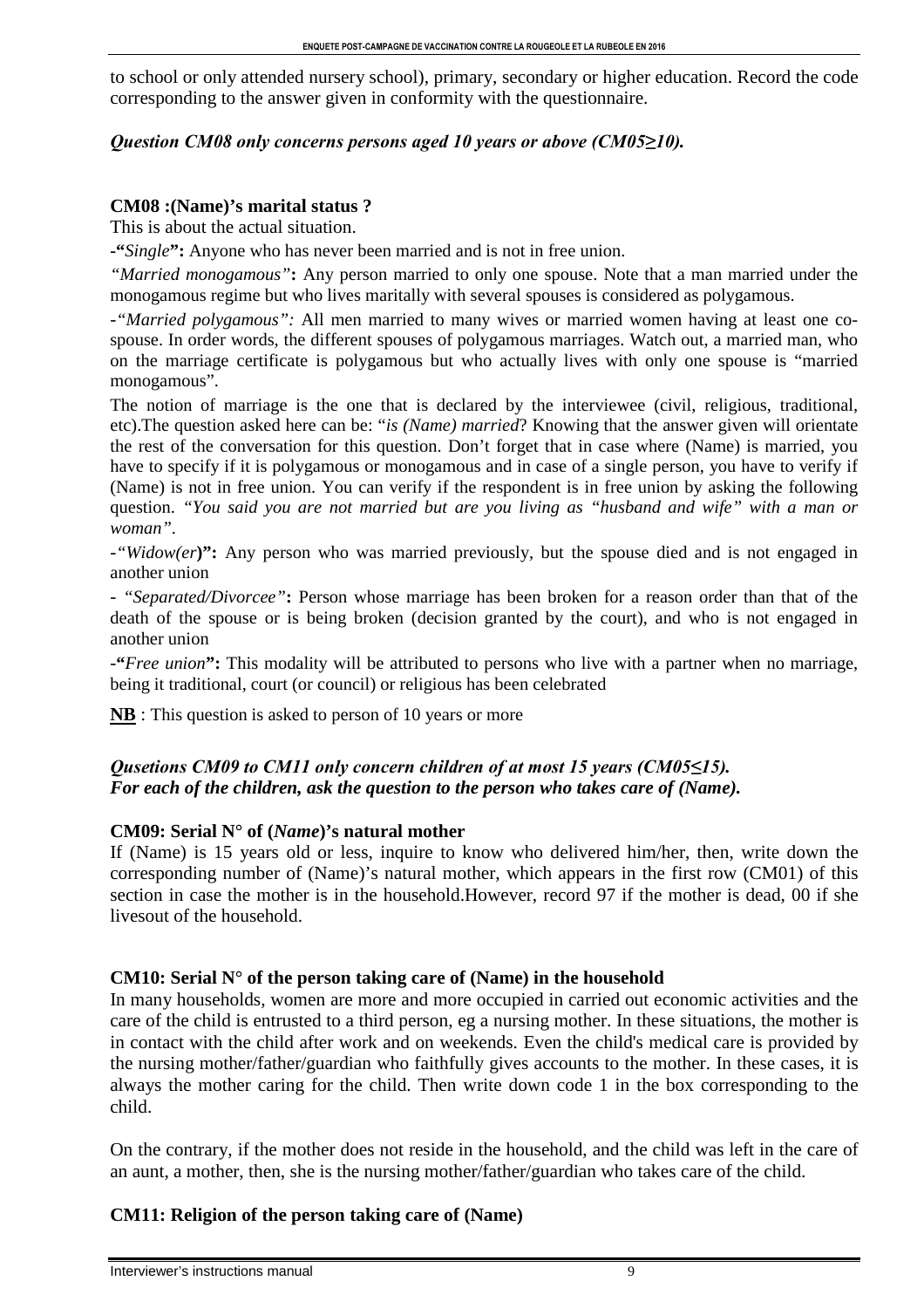to school or only attended nursery school), primary, secondary or higher education. Record the code corresponding to the answer given in conformity with the questionnaire.

***Question CM08 only concerns persons aged 10 years or above (CM05≥10).***

**CM08 :(Name)'s marital status ?**

This is about the actual situation.

**-"***Single***":** Anyone who has never been married and is not in free union.

*"Married monogamous"***:** Any person married to only one spouse. Note that a man married under the monogamous regime but who lives maritally with several spouses is considered as polygamous.

-*"Married polygamous":* All men married to many wives or married women having at least one co-spouse. In order words, the different spouses of polygamous marriages. Watch out, a married man, who on the marriage certificate is polygamous but who actually lives with only one spouse is "married monogamous".

The notion of marriage is the one that is declared by the interviewee (civil, religious, traditional, etc).The question asked here can be: "*is (Name) married*? Knowing that the answer given will orientate the rest of the conversation for this question. Don't forget that in case where (Name) is married, you have to specify if it is polygamous or monogamous and in case of a single person, you have to verify if (Name) is not in free union. You can verify if the respondent is in free union by asking the following question. *"You said you are not married but are you living as "husband and wife" with a man or woman".*

-*"Widow(er***)":** Any person who was married previously, but the spouse died and is not engaged in another union

- *"Separated/Divorcee"***:** Person whose marriage has been broken for a reason order than that of the death of the spouse or is being broken (decision granted by the court), and who is not engaged in another union

**-"***Free union***":** This modality will be attributed to persons who live with a partner when no marriage, being it traditional, court (or council) or religious has been celebrated

**<u>NB</u>** : This question is asked to person of 10 years or more

***Qusetions CM09 to CM11 only concern children of at most 15 years (CM05≤15).***
***For each of the children, ask the question to the person who takes care of (Name).***

**CM09: Serial N° of (*Name*)'s natural mother**

If (Name) is 15 years old or less, inquire to know who delivered him/her, then, write down the corresponding number of (Name)'s natural mother, which appears in the first row (CM01) of this section in case the mother is in the household.However, record 97 if the mother is dead, 00 if she livesout of the household.

**CM10: Serial N° of the person taking care of (Name) in the household**

In many households, women are more and more occupied in carried out economic activities and the care of the child is entrusted to a third person, eg a nursing mother. In these situations, the mother is in contact with the child after work and on weekends. Even the child's medical care is provided by the nursing mother/father/guardian who faithfully gives accounts to the mother. In these cases, it is always the mother caring for the child. Then write down code 1 in the box corresponding to the child.

On the contrary, if the mother does not reside in the household, and the child was left in the care of an aunt, a mother, then, she is the nursing mother/father/guardian who takes care of the child.

**CM11: Religion of the person taking care of (Name)**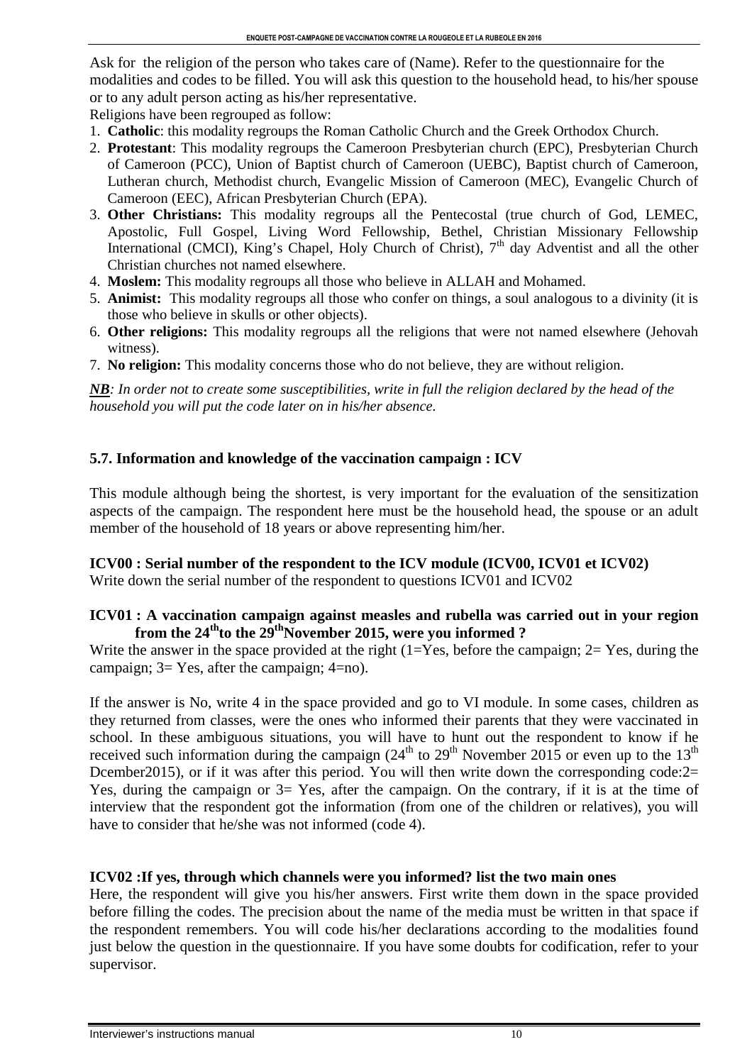Ask for the religion of the person who takes care of (Name). Refer to the questionnaire for the modalities and codes to be filled. You will ask this question to the household head, to his/her spouse or to any adult person acting as his/her representative.

Religions have been regrouped as follow:

1. **Catholic**: this modality regroups the Roman Catholic Church and the Greek Orthodox Church.
2. **Protestant**: This modality regroups the Cameroon Presbyterian church (EPC), Presbyterian Church of Cameroon (PCC), Union of Baptist church of Cameroon (UEBC), Baptist church of Cameroon, Lutheran church, Methodist church, Evangelic Mission of Cameroon (MEC), Evangelic Church of Cameroon (EEC), African Presbyterian Church (EPA).
3. **Other Christians:** This modality regroups all the Pentecostal (true church of God, LEMEC, Apostolic, Full Gospel, Living Word Fellowship, Bethel, Christian Missionary Fellowship International (CMCI), King's Chapel, Holy Church of Christ), 7th day Adventist and all the other Christian churches not named elsewhere.
4. **Moslem:** This modality regroups all those who believe in ALLAH and Mohamed.
5. **Animist:** This modality regroups all those who confer on things, a soul analogous to a divinity (it is those who believe in skulls or other objects).
6. **Other religions:** This modality regroups all the religions that were not named elsewhere (Jehovah witness).
7. **No religion:** This modality concerns those who do not believe, they are without religion.

***NB****: In order not to create some susceptibilities, write in full the religion declared by the head of the household you will put the code later on in his/her absence.*

### 5.7. Information and knowledge of the vaccination campaign : ICV

This module although being the shortest, is very important for the evaluation of the sensitization aspects of the campaign. The respondent here must be the household head, the spouse or an adult member of the household of 18 years or above representing him/her.

**ICV00 : Serial number of the respondent to the ICV module (ICV00, ICV01 et ICV02)**

Write down the serial number of the respondent to questions ICV01 and ICV02

**ICV01 : A vaccination campaign against measles and rubella was carried out in your region from the 24th to the 29th November 2015, were you informed ?**

Write the answer in the space provided at the right (1=Yes, before the campaign; 2= Yes, during the campaign; 3= Yes, after the campaign; 4=no).

If the answer is No, write 4 in the space provided and go to VI module. In some cases, children as they returned from classes, were the ones who informed their parents that they were vaccinated in school. In these ambiguous situations, you will have to hunt out the respondent to know if he received such information during the campaign (24th to 29th November 2015 or even up to the 13th Dcember2015), or if it was after this period. You will then write down the corresponding code:2= Yes, during the campaign or 3= Yes, after the campaign. On the contrary, if it is at the time of interview that the respondent got the information (from one of the children or relatives), you will have to consider that he/she was not informed (code 4).

**ICV02 :If yes, through which channels were you informed? list the two main ones**

Here, the respondent will give you his/her answers. First write them down in the space provided before filling the codes. The precision about the name of the media must be written in that space if the respondent remembers. You will code his/her declarations according to the modalities found just below the question in the questionnaire. If you have some doubts for codification, refer to your supervisor.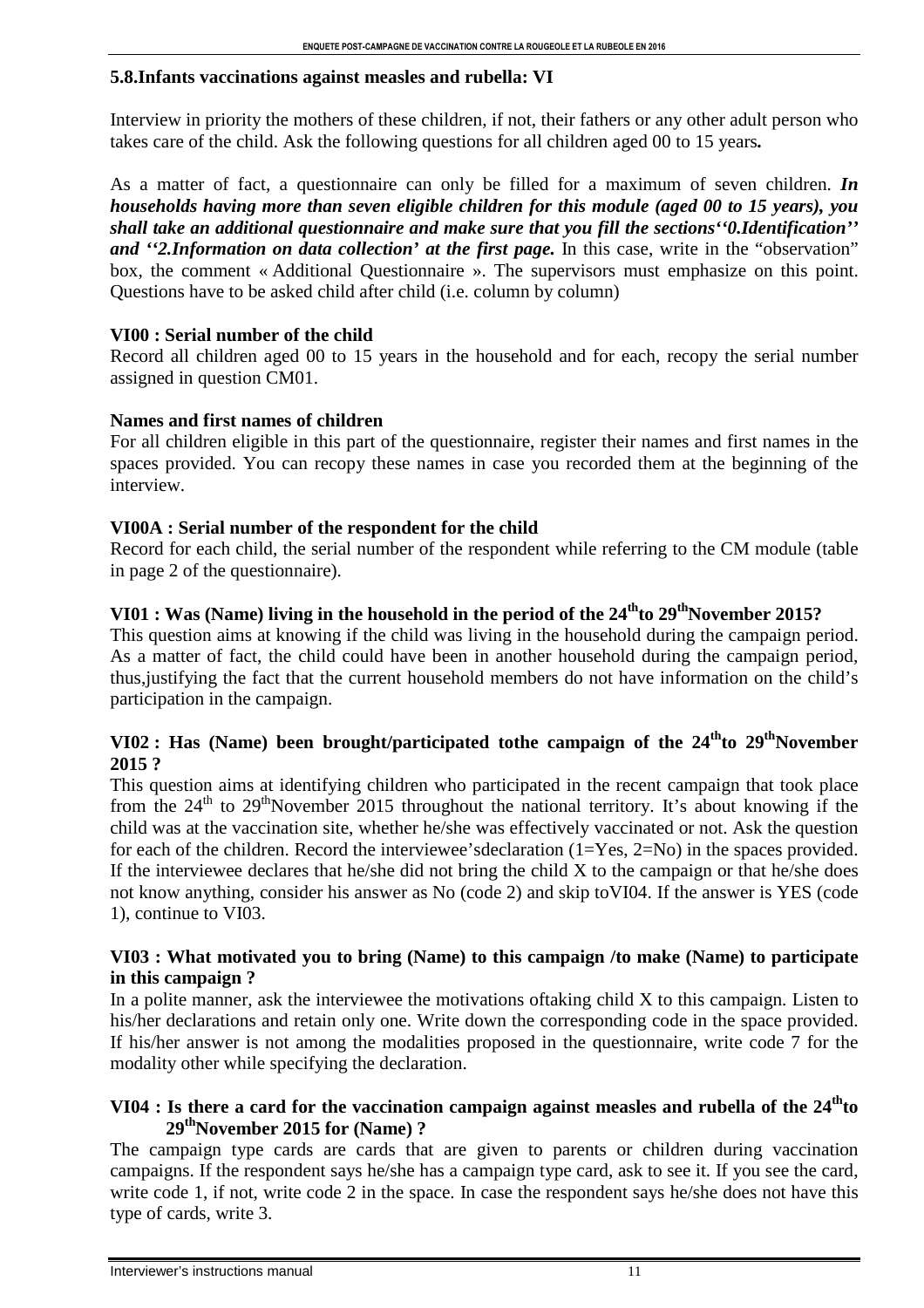## 5.8.Infants vaccinations against measles and rubella: VI

Interview in priority the mothers of these children, if not, their fathers or any other adult person who takes care of the child. Ask the following questions for all children aged 00 to 15 years**.**

As a matter of fact, a questionnaire can only be filled for a maximum of seven children. ***In households having more than seven eligible children for this module (aged 00 to 15 years), you shall take an additional questionnaire and make sure that you fill the sections''0.Identification'' and ''2.Information on data collection' at the first page.*** In this case, write in the "observation" box, the comment « Additional Questionnaire ». The supervisors must emphasize on this point. Questions have to be asked child after child (i.e. column by column)

**VI00 : Serial number of the child**

Record all children aged 00 to 15 years in the household and for each, recopy the serial number assigned in question CM01.

**Names and first names of children**

For all children eligible in this part of the questionnaire, register their names and first names in the spaces provided. You can recopy these names in case you recorded them at the beginning of the interview.

**VI00A : Serial number of the respondent for the child**

Record for each child, the serial number of the respondent while referring to the CM module (table in page 2 of the questionnaire).

**VI01 : Was (Name) living in the household in the period of the 24thto 29thNovember 2015?**

This question aims at knowing if the child was living in the household during the campaign period. As a matter of fact, the child could have been in another household during the campaign period, thus,justifying the fact that the current household members do not have information on the child's participation in the campaign.

**VI02 : Has (Name) been brought/participated tothe campaign of the 24thto 29thNovember 2015 ?**

This question aims at identifying children who participated in the recent campaign that took place from the 24th to 29thNovember 2015 throughout the national territory. It's about knowing if the child was at the vaccination site, whether he/she was effectively vaccinated or not. Ask the question for each of the children. Record the interviewee'sdeclaration (1=Yes, 2=No) in the spaces provided. If the interviewee declares that he/she did not bring the child X to the campaign or that he/she does not know anything, consider his answer as No (code 2) and skip toVI04. If the answer is YES (code 1), continue to VI03.

**VI03 : What motivated you to bring (Name) to this campaign /to make (Name) to participate in this campaign ?**

In a polite manner, ask the interviewee the motivations oftaking child X to this campaign. Listen to his/her declarations and retain only one. Write down the corresponding code in the space provided. If his/her answer is not among the modalities proposed in the questionnaire, write code 7 for the modality other while specifying the declaration.

**VI04 : Is there a card for the vaccination campaign against measles and rubella of the 24thto 29thNovember 2015 for (Name) ?**

The campaign type cards are cards that are given to parents or children during vaccination campaigns. If the respondent says he/she has a campaign type card, ask to see it. If you see the card, write code 1, if not, write code 2 in the space. In case the respondent says he/she does not have this type of cards, write 3.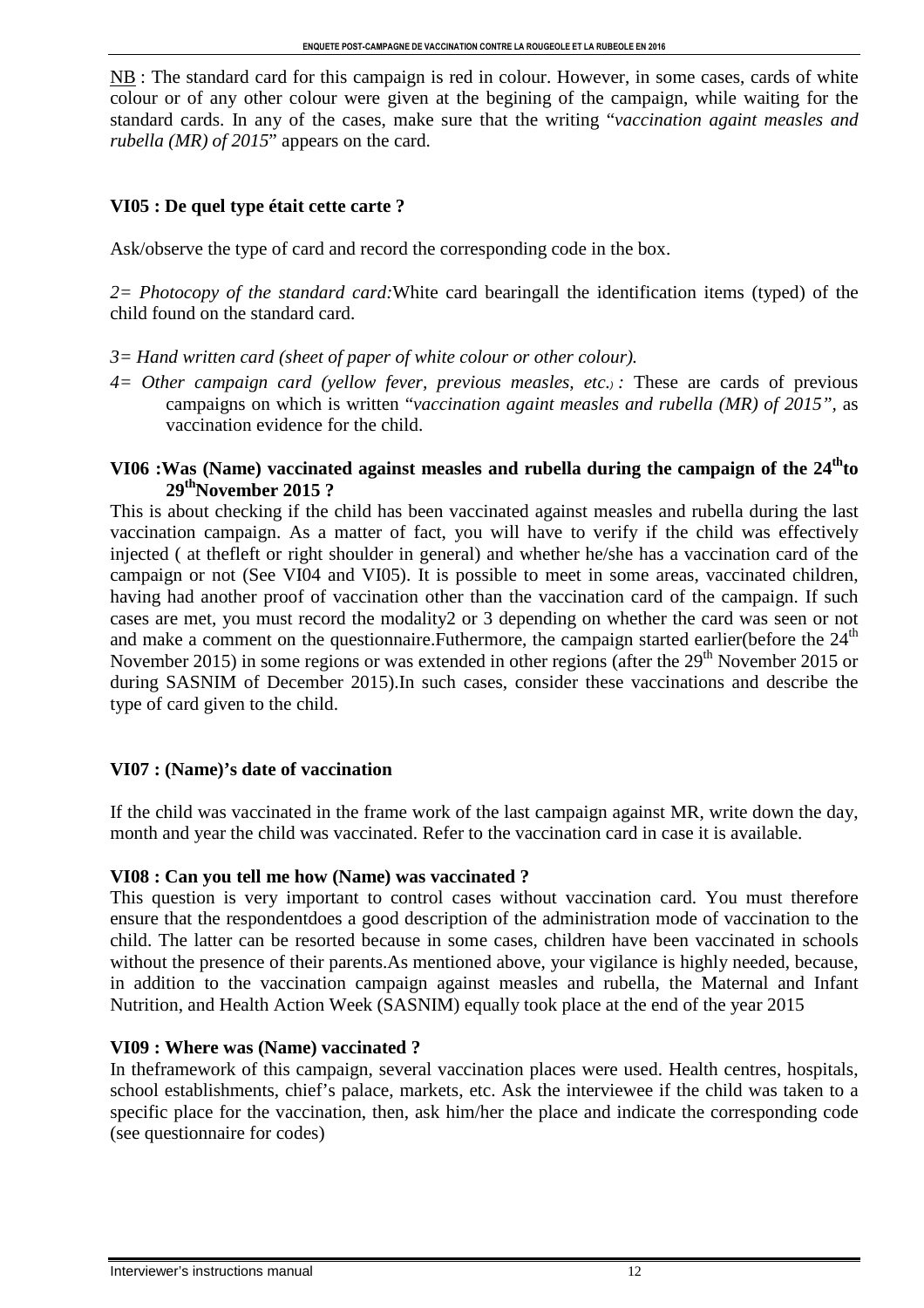NB : The standard card for this campaign is red in colour. However, in some cases, cards of white colour or of any other colour were given at the begining of the campaign, while waiting for the standard cards. In any of the cases, make sure that the writing "*vaccination againt measles and rubella (MR) of 2015*" appears on the card.

**VI05 : De quel type était cette carte ?**

Ask/observe the type of card and record the corresponding code in the box.

*2= Photocopy of the standard card:*White card bearingall the identification items (typed) of the child found on the standard card.

*3= Hand written card (sheet of paper of white colour or other colour).*

*4= Other campaign card (yellow fever, previous measles, etc.) :* These are cards of previous campaigns on which is written "*vaccination againt measles and rubella (MR) of 2015"*, as vaccination evidence for the child.

**VI06 :Was (Name) vaccinated against measles and rubella during the campaign of the 24thto 29thNovember 2015 ?**

This is about checking if the child has been vaccinated against measles and rubella during the last vaccination campaign. As a matter of fact, you will have to verify if the child was effectively injected ( at thefleft or right shoulder in general) and whether he/she has a vaccination card of the campaign or not (See VI04 and VI05). It is possible to meet in some areas, vaccinated children, having had another proof of vaccination other than the vaccination card of the campaign. If such cases are met, you must record the modality2 or 3 depending on whether the card was seen or not and make a comment on the questionnaire.Futhermore, the campaign started earlier(before the 24th November 2015) in some regions or was extended in other regions (after the 29th November 2015 or during SASNIM of December 2015).In such cases, consider these vaccinations and describe the type of card given to the child.

**VI07 : (Name)'s date of vaccination**

If the child was vaccinated in the frame work of the last campaign against MR, write down the day, month and year the child was vaccinated. Refer to the vaccination card in case it is available.

**VI08 : Can you tell me how (Name) was vaccinated ?**

This question is very important to control cases without vaccination card. You must therefore ensure that the respondentdoes a good description of the administration mode of vaccination to the child. The latter can be resorted because in some cases, children have been vaccinated in schools without the presence of their parents.As mentioned above, your vigilance is highly needed, because, in addition to the vaccination campaign against measles and rubella, the Maternal and Infant Nutrition, and Health Action Week (SASNIM) equally took place at the end of the year 2015

**VI09 : Where was (Name) vaccinated ?**

In theframework of this campaign, several vaccination places were used. Health centres, hospitals, school establishments, chief's palace, markets, etc. Ask the interviewee if the child was taken to a specific place for the vaccination, then, ask him/her the place and indicate the corresponding code (see questionnaire for codes)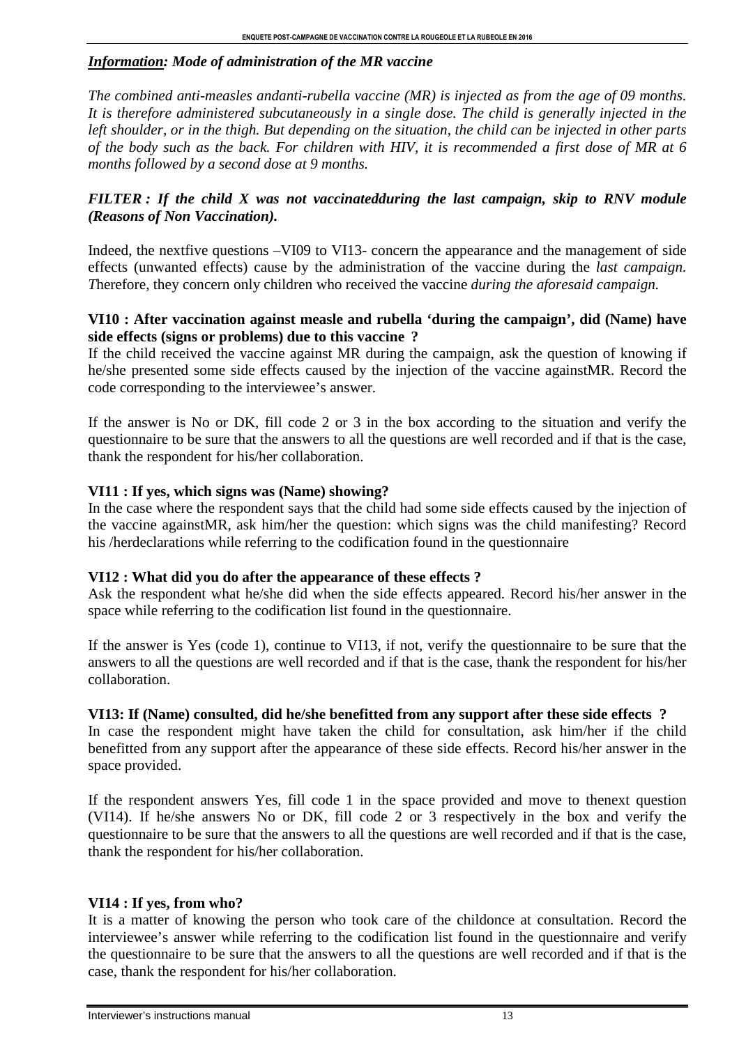***Information**: Mode of administration of the MR vaccine*

*The combined anti-measles andanti-rubella vaccine (MR) is injected as from the age of 09 months. It is therefore administered subcutaneously in a single dose. The child is generally injected in the left shoulder, or in the thigh. But depending on the situation, the child can be injected in other parts of the body such as the back. For children with HIV, it is recommended a first dose of MR at 6 months followed by a second dose at 9 months.*

***FILTER : If the child X was not vaccinatedduring the last campaign, skip to RNV module (Reasons of Non Vaccination).***

Indeed, the nextfive questions –VI09 to VI13- concern the appearance and the management of side effects (unwanted effects) cause by the administration of the vaccine during the *last campaign. T*herefore, they concern only children who received the vaccine *during the aforesaid campaign.*

**VI10 : After vaccination against measle and rubella 'during the campaign', did (Name) have side effects (signs or problems) due to this vaccine ?**

If the child received the vaccine against MR during the campaign, ask the question of knowing if he/she presented some side effects caused by the injection of the vaccine againstMR. Record the code corresponding to the interviewee's answer.

If the answer is No or DK, fill code 2 or 3 in the box according to the situation and verify the questionnaire to be sure that the answers to all the questions are well recorded and if that is the case, thank the respondent for his/her collaboration.

**VI11 : If yes, which signs was (Name) showing?**

In the case where the respondent says that the child had some side effects caused by the injection of the vaccine againstMR, ask him/her the question: which signs was the child manifesting? Record his /herdeclarations while referring to the codification found in the questionnaire

**VI12 : What did you do after the appearance of these effects ?**

Ask the respondent what he/she did when the side effects appeared. Record his/her answer in the space while referring to the codification list found in the questionnaire.

If the answer is Yes (code 1), continue to VI13, if not, verify the questionnaire to be sure that the answers to all the questions are well recorded and if that is the case, thank the respondent for his/her collaboration.

**VI13: If (Name) consulted, did he/she benefitted from any support after these side effects ?**

In case the respondent might have taken the child for consultation, ask him/her if the child benefitted from any support after the appearance of these side effects. Record his/her answer in the space provided.

If the respondent answers Yes, fill code 1 in the space provided and move to thenext question (VI14). If he/she answers No or DK, fill code 2 or 3 respectively in the box and verify the questionnaire to be sure that the answers to all the questions are well recorded and if that is the case, thank the respondent for his/her collaboration.

**VI14 : If yes, from who?**

It is a matter of knowing the person who took care of the childonce at consultation. Record the interviewee's answer while referring to the codification list found in the questionnaire and verify the questionnaire to be sure that the answers to all the questions are well recorded and if that is the case, thank the respondent for his/her collaboration.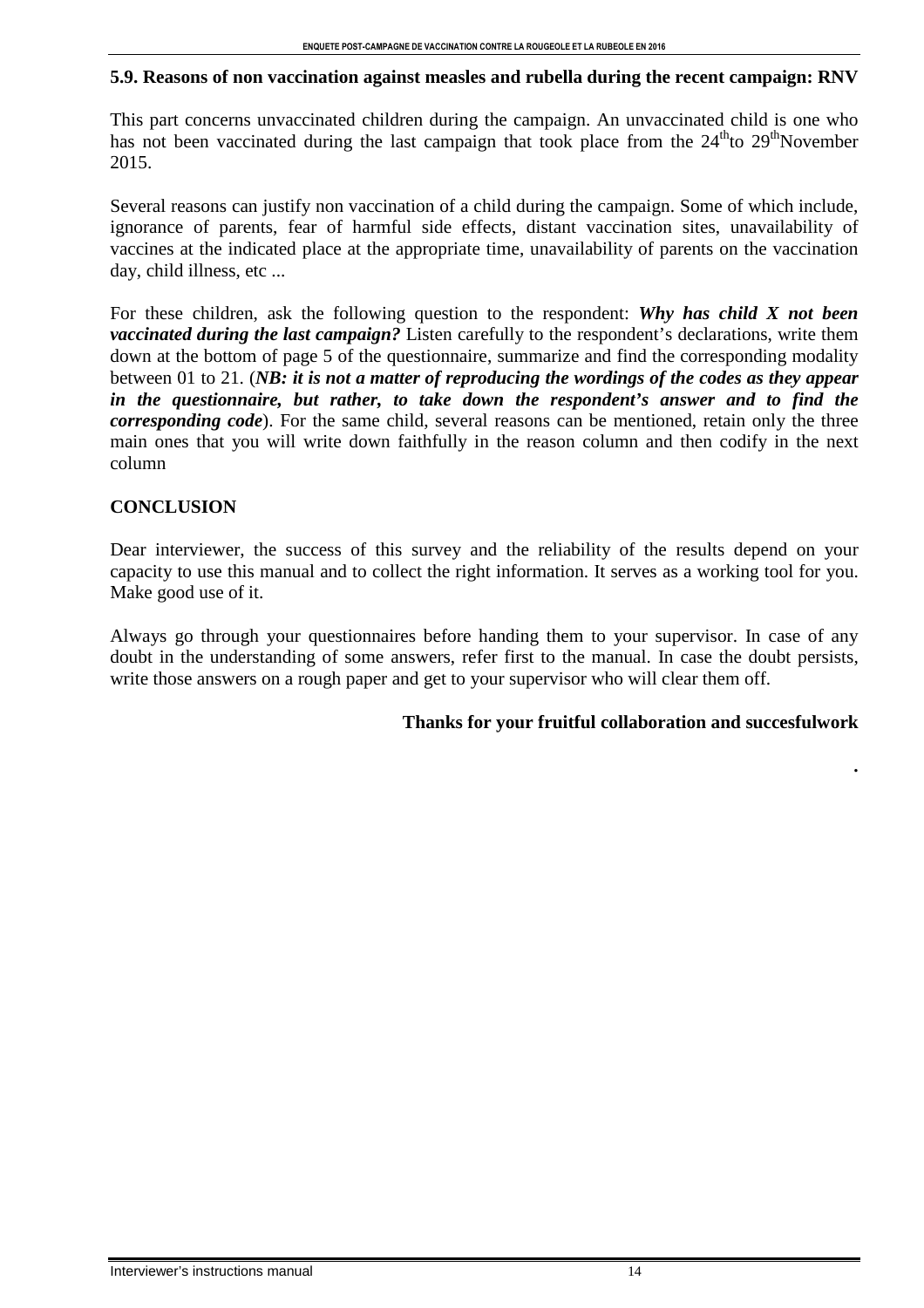### 5.9. Reasons of non vaccination against measles and rubella during the recent campaign: RNV

This part concerns unvaccinated children during the campaign. An unvaccinated child is one who has not been vaccinated during the last campaign that took place from the 24th to 29th November 2015.

Several reasons can justify non vaccination of a child during the campaign. Some of which include, ignorance of parents, fear of harmful side effects, distant vaccination sites, unavailability of vaccines at the indicated place at the appropriate time, unavailability of parents on the vaccination day, child illness, etc ...

For these children, ask the following question to the respondent: ***Why has child X not been vaccinated during the last campaign?*** Listen carefully to the respondent's declarations, write them down at the bottom of page 5 of the questionnaire, summarize and find the corresponding modality between 01 to 21. (***NB: it is not a matter of reproducing the wordings of the codes as they appear in the questionnaire, but rather, to take down the respondent's answer and to find the corresponding code***). For the same child, several reasons can be mentioned, retain only the three main ones that you will write down faithfully in the reason column and then codify in the next column

### CONCLUSION

Dear interviewer, the success of this survey and the reliability of the results depend on your capacity to use this manual and to collect the right information. It serves as a working tool for you. Make good use of it.

Always go through your questionnaires before handing them to your supervisor. In case of any doubt in the understanding of some answers, refer first to the manual. In case the doubt persists, write those answers on a rough paper and get to your supervisor who will clear them off.

**Thanks for your fruitful collaboration and succesfulwork**

**.**